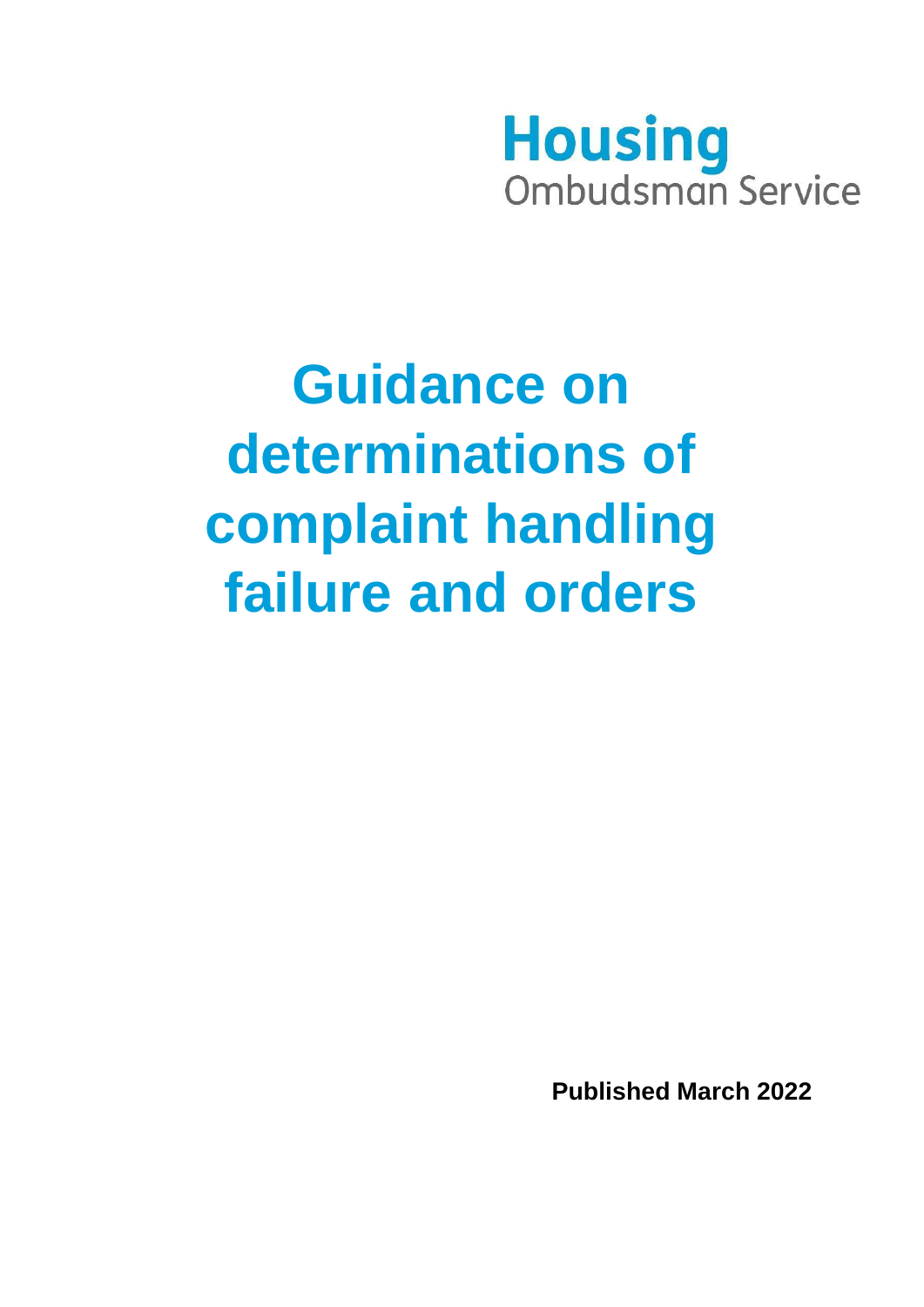Housing
Ombudsman Service

# Guidance on determinations of complaint handling failure and orders

**Published March 2022**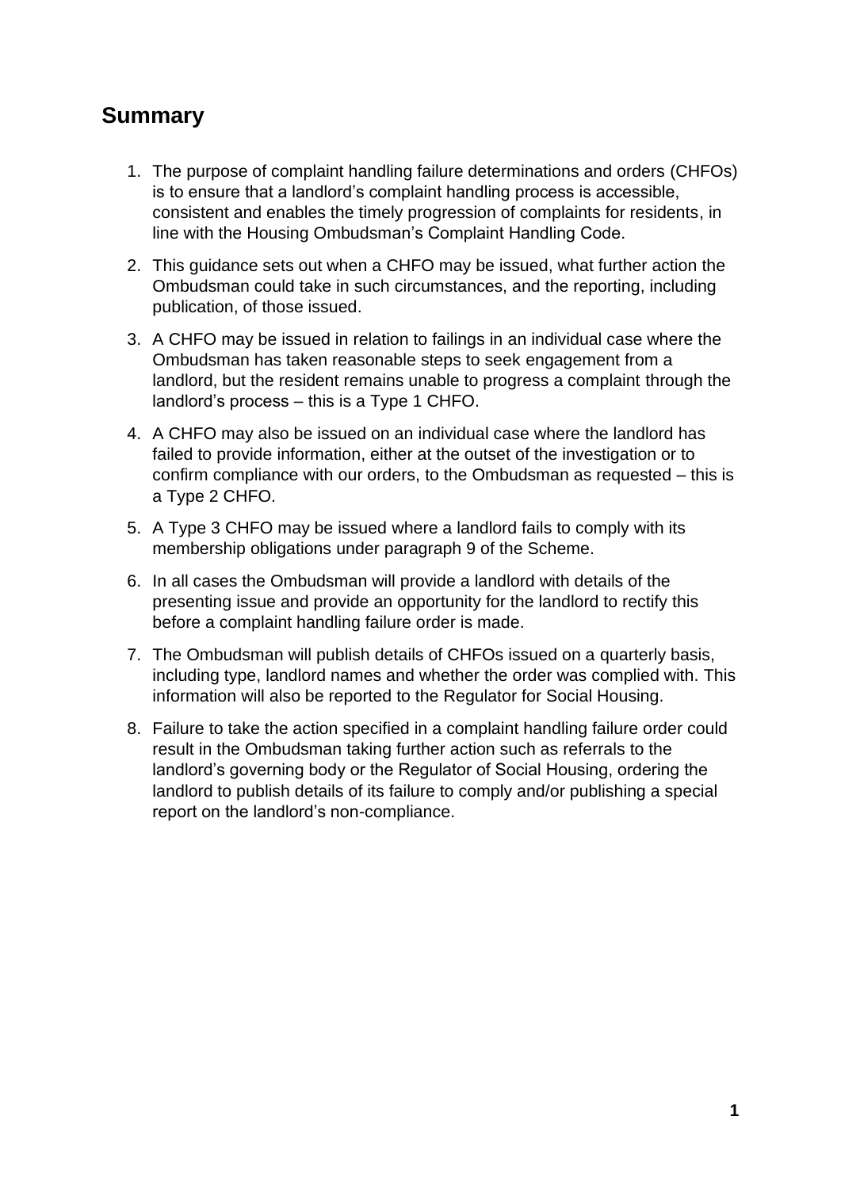## Summary

1. The purpose of complaint handling failure determinations and orders (CHFOs) is to ensure that a landlord's complaint handling process is accessible, consistent and enables the timely progression of complaints for residents, in line with the Housing Ombudsman's Complaint Handling Code.
2. This guidance sets out when a CHFO may be issued, what further action the Ombudsman could take in such circumstances, and the reporting, including publication, of those issued.
3. A CHFO may be issued in relation to failings in an individual case where the Ombudsman has taken reasonable steps to seek engagement from a landlord, but the resident remains unable to progress a complaint through the landlord's process – this is a Type 1 CHFO.
4. A CHFO may also be issued on an individual case where the landlord has failed to provide information, either at the outset of the investigation or to confirm compliance with our orders, to the Ombudsman as requested – this is a Type 2 CHFO.
5. A Type 3 CHFO may be issued where a landlord fails to comply with its membership obligations under paragraph 9 of the Scheme.
6. In all cases the Ombudsman will provide a landlord with details of the presenting issue and provide an opportunity for the landlord to rectify this before a complaint handling failure order is made.
7. The Ombudsman will publish details of CHFOs issued on a quarterly basis, including type, landlord names and whether the order was complied with. This information will also be reported to the Regulator for Social Housing.
8. Failure to take the action specified in a complaint handling failure order could result in the Ombudsman taking further action such as referrals to the landlord's governing body or the Regulator of Social Housing, ordering the landlord to publish details of its failure to comply and/or publishing a special report on the landlord's non-compliance.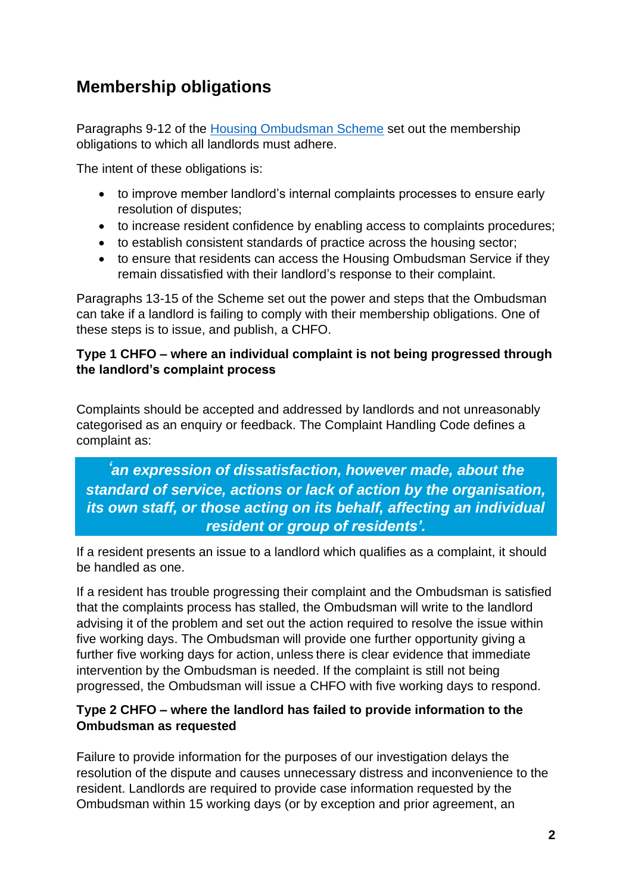## Membership obligations

Paragraphs 9-12 of the [Housing Ombudsman Scheme]() set out the membership obligations to which all landlords must adhere.

The intent of these obligations is:

- to improve member landlord's internal complaints processes to ensure early resolution of disputes;
- to increase resident confidence by enabling access to complaints procedures;
- to establish consistent standards of practice across the housing sector;
- to ensure that residents can access the Housing Ombudsman Service if they remain dissatisfied with their landlord's response to their complaint.

Paragraphs 13-15 of the Scheme set out the power and steps that the Ombudsman can take if a landlord is failing to comply with their membership obligations. One of these steps is to issue, and publish, a CHFO.

**Type 1 CHFO – where an individual complaint is not being progressed through the landlord's complaint process**

Complaints should be accepted and addressed by landlords and not unreasonably categorised as an enquiry or feedback. The Complaint Handling Code defines a complaint as:

> ***'an expression of dissatisfaction, however made, about the standard of service, actions or lack of action by the organisation, its own staff, or those acting on its behalf, affecting an individual resident or group of residents'.***

If a resident presents an issue to a landlord which qualifies as a complaint, it should be handled as one.

If a resident has trouble progressing their complaint and the Ombudsman is satisfied that the complaints process has stalled, the Ombudsman will write to the landlord advising it of the problem and set out the action required to resolve the issue within five working days. The Ombudsman will provide one further opportunity giving a further five working days for action, unless there is clear evidence that immediate intervention by the Ombudsman is needed. If the complaint is still not being progressed, the Ombudsman will issue a CHFO with five working days to respond.

**Type 2 CHFO – where the landlord has failed to provide information to the Ombudsman as requested**

Failure to provide information for the purposes of our investigation delays the resolution of the dispute and causes unnecessary distress and inconvenience to the resident. Landlords are required to provide case information requested by the Ombudsman within 15 working days (or by exception and prior agreement, an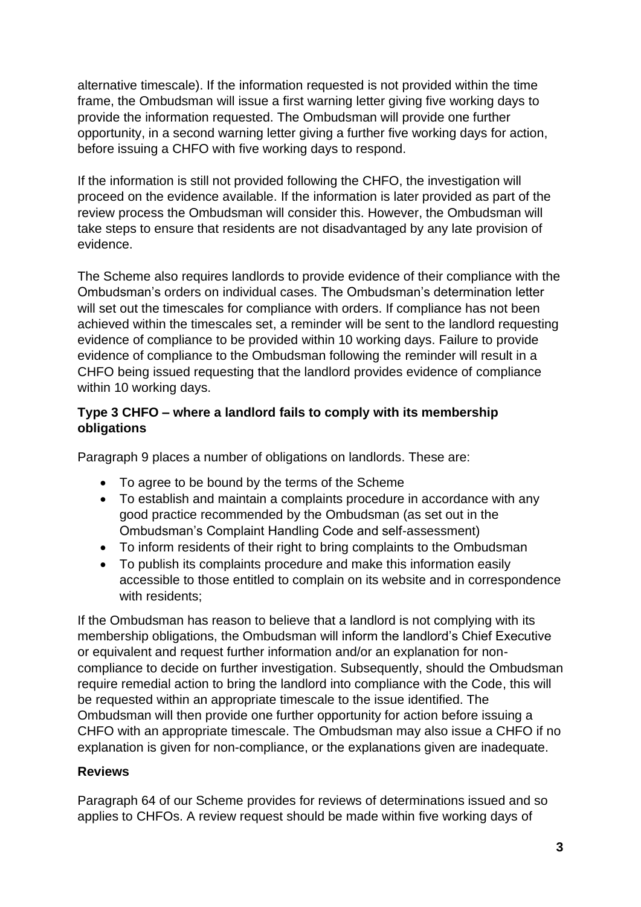alternative timescale). If the information requested is not provided within the time frame, the Ombudsman will issue a first warning letter giving five working days to provide the information requested. The Ombudsman will provide one further opportunity, in a second warning letter giving a further five working days for action, before issuing a CHFO with five working days to respond.

If the information is still not provided following the CHFO, the investigation will proceed on the evidence available. If the information is later provided as part of the review process the Ombudsman will consider this. However, the Ombudsman will take steps to ensure that residents are not disadvantaged by any late provision of evidence.

The Scheme also requires landlords to provide evidence of their compliance with the Ombudsman's orders on individual cases. The Ombudsman's determination letter will set out the timescales for compliance with orders. If compliance has not been achieved within the timescales set, a reminder will be sent to the landlord requesting evidence of compliance to be provided within 10 working days. Failure to provide evidence of compliance to the Ombudsman following the reminder will result in a CHFO being issued requesting that the landlord provides evidence of compliance within 10 working days.

### Type 3 CHFO – where a landlord fails to comply with its membership obligations

Paragraph 9 places a number of obligations on landlords. These are:

- To agree to be bound by the terms of the Scheme
- To establish and maintain a complaints procedure in accordance with any good practice recommended by the Ombudsman (as set out in the Ombudsman's Complaint Handling Code and self-assessment)
- To inform residents of their right to bring complaints to the Ombudsman
- To publish its complaints procedure and make this information easily accessible to those entitled to complain on its website and in correspondence with residents;

If the Ombudsman has reason to believe that a landlord is not complying with its membership obligations, the Ombudsman will inform the landlord's Chief Executive or equivalent and request further information and/or an explanation for non-compliance to decide on further investigation. Subsequently, should the Ombudsman require remedial action to bring the landlord into compliance with the Code, this will be requested within an appropriate timescale to the issue identified. The Ombudsman will then provide one further opportunity for action before issuing a CHFO with an appropriate timescale. The Ombudsman may also issue a CHFO if no explanation is given for non-compliance, or the explanations given are inadequate.

### Reviews

Paragraph 64 of our Scheme provides for reviews of determinations issued and so applies to CHFOs. A review request should be made within five working days of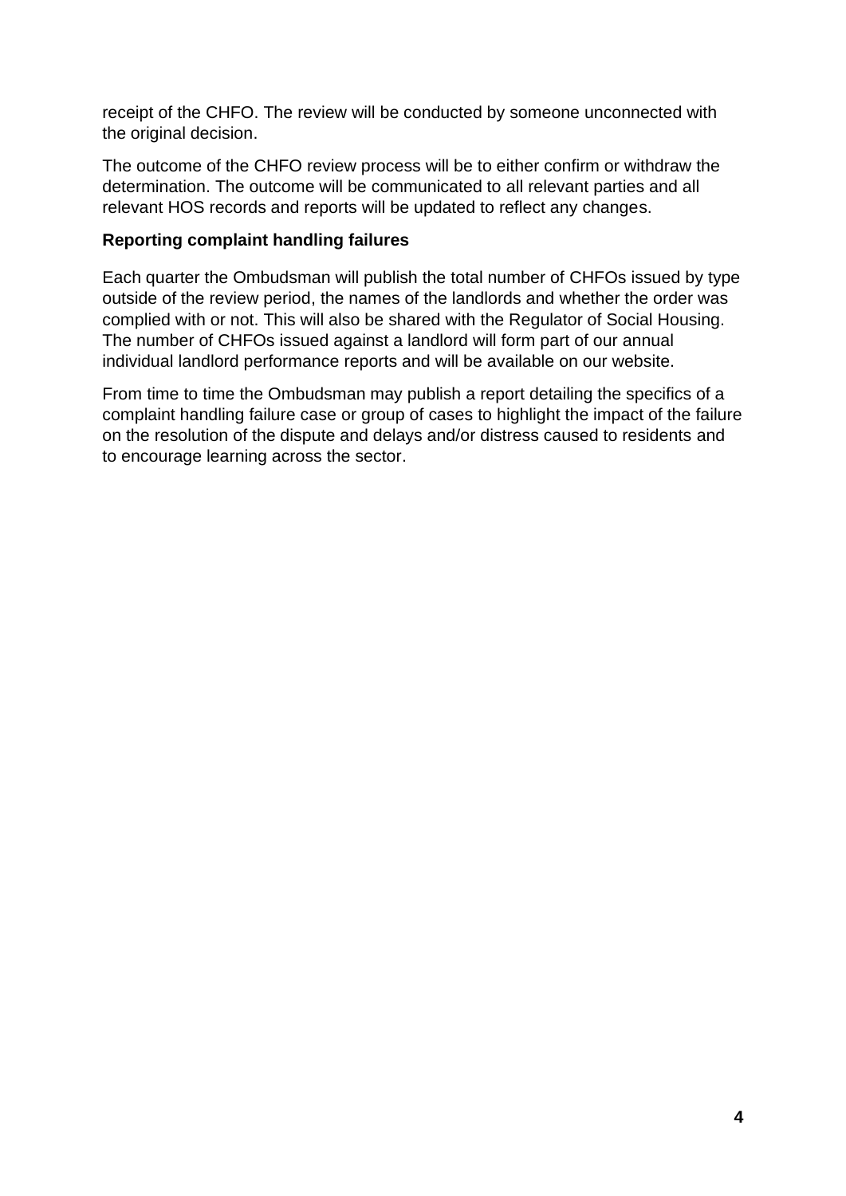receipt of the CHFO. The review will be conducted by someone unconnected with the original decision.

The outcome of the CHFO review process will be to either confirm or withdraw the determination. The outcome will be communicated to all relevant parties and all relevant HOS records and reports will be updated to reflect any changes.

**Reporting complaint handling failures**

Each quarter the Ombudsman will publish the total number of CHFOs issued by type outside of the review period, the names of the landlords and whether the order was complied with or not. This will also be shared with the Regulator of Social Housing. The number of CHFOs issued against a landlord will form part of our annual individual landlord performance reports and will be available on our website.

From time to time the Ombudsman may publish a report detailing the specifics of a complaint handling failure case or group of cases to highlight the impact of the failure on the resolution of the dispute and delays and/or distress caused to residents and to encourage learning across the sector.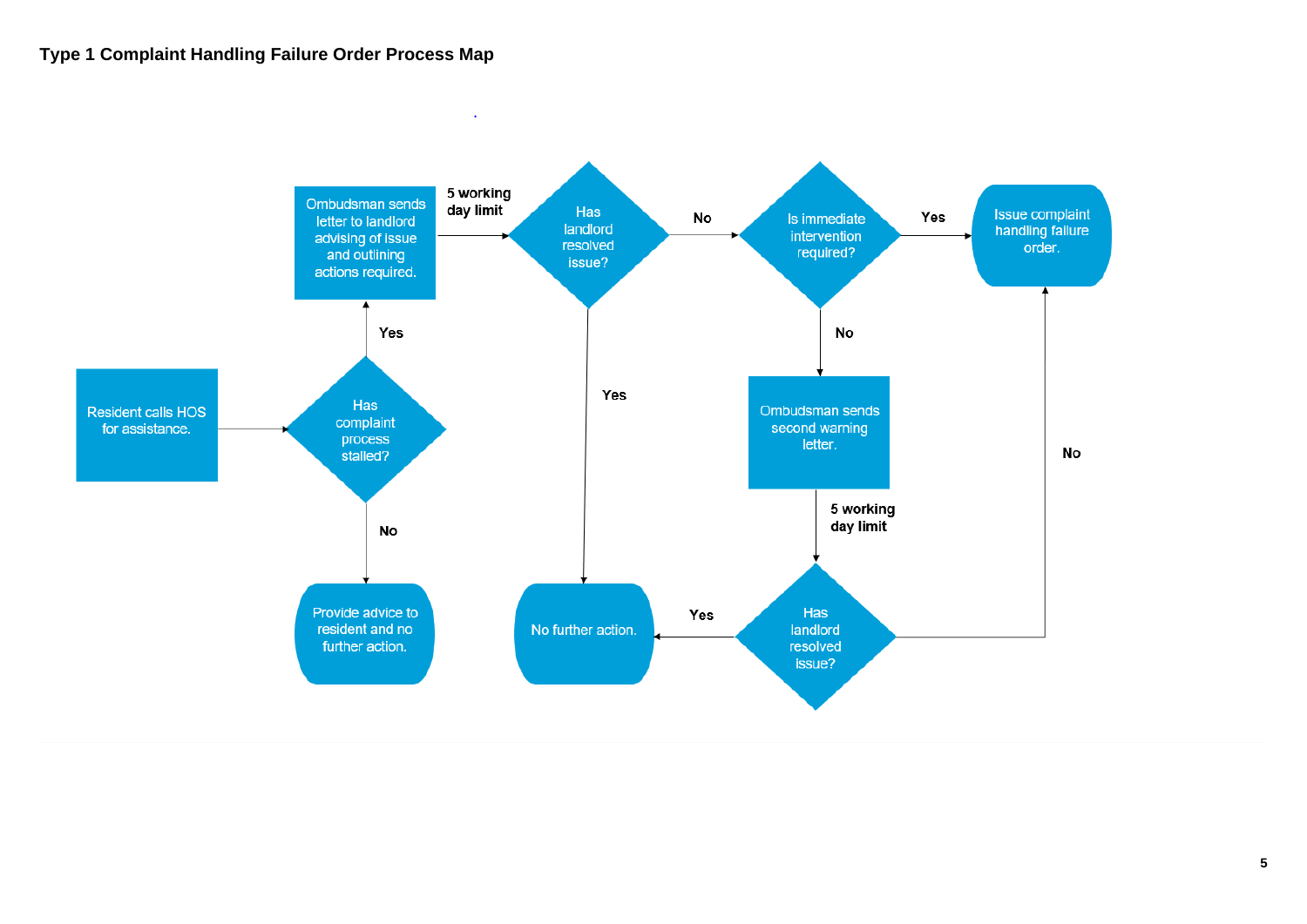## Type 1 Complaint Handling Failure Order Process Map

- Resident calls HOS for assistance.
- Has complaint process stalled?
  - **No** → Provide advice to resident and no further action.
  - **Yes** → Ombudsman sends letter to landlord advising of issue and outlining actions required.
    - **5 working day limit** → Has landlord resolved issue?
      - **Yes** → No further action.
      - **No** → Is immediate intervention required?
        - **Yes** → Issue complaint handling failure order.
        - **No** → Ombudsman sends second warning letter.
          - **5 working day limit** → Has landlord resolved issue?
            - **Yes** → No further action.
            - **No** → Issue complaint handling failure order.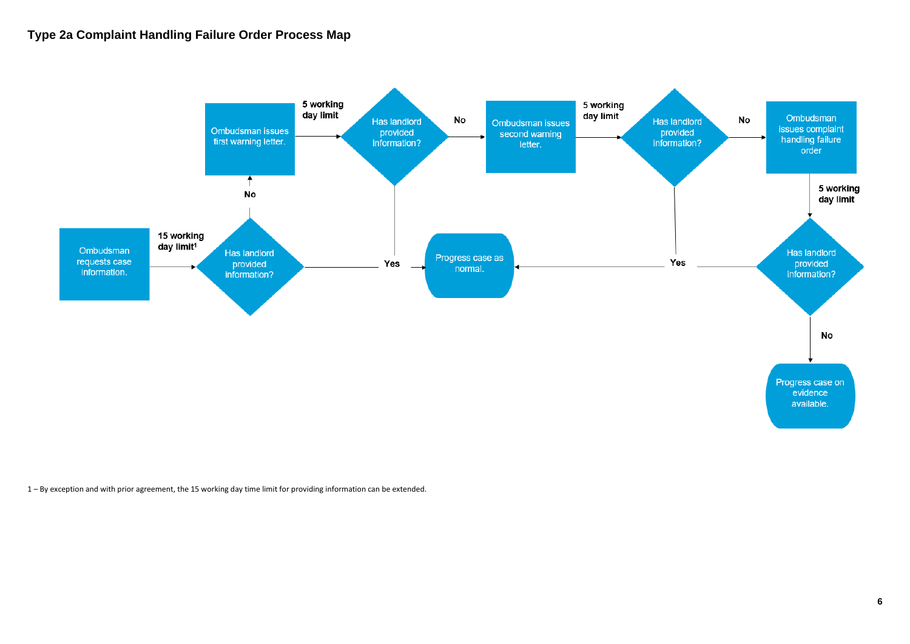## Type 2a Complaint Handling Failure Order Process Map

Ombudsman requests case information.

15 working day limit[1]

Has landlord provided information?

No

Ombudsman issues first warning letter.

5 working day limit

Has landlord provided information?

No

Ombudsman issues second warning letter.

5 working day limit

Has landlord provided information?

No

Ombudsman issues complaint handling failure order

5 working day limit

Has landlord provided information?

Yes

Progress case as normal.

No

Progress case on evidence available.

1 – By exception and with prior agreement, the 15 working day time limit for providing information can be extended.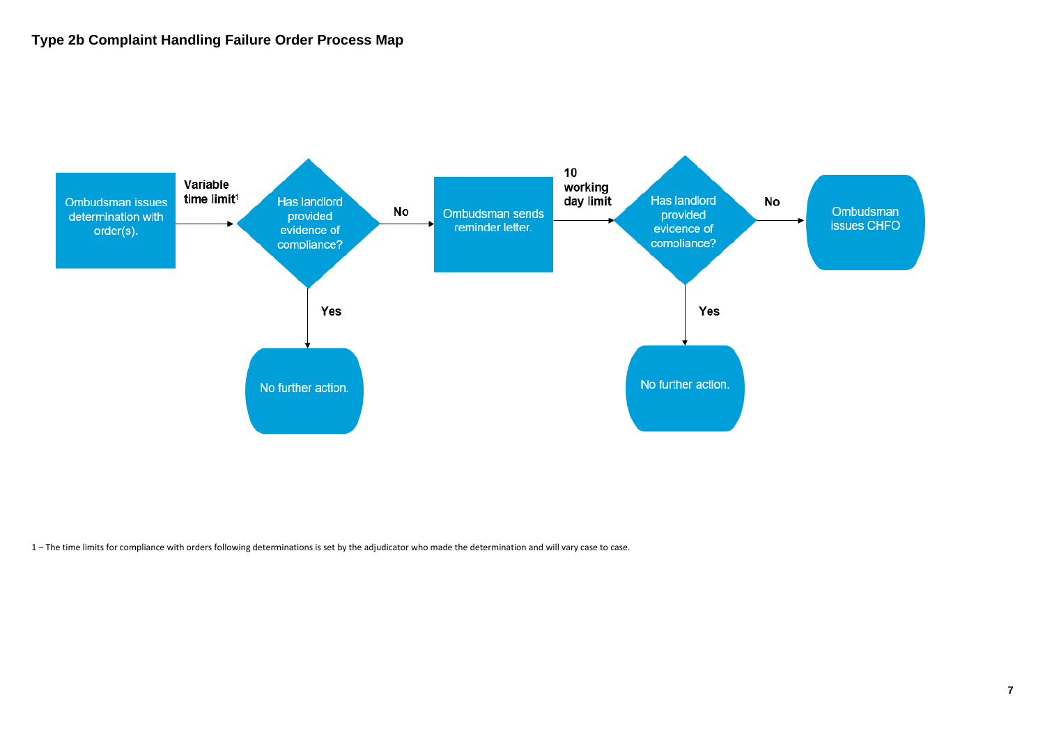# Type 2b Complaint Handling Failure Order Process Map

Ombudsman issues determination with order(s).

Variable time limit[1]

Has landlord provided evidence of compliance?

- Yes → No further action.
- No → Ombudsman sends reminder letter.

10 working day limit

Has landlord provided evidence of compliance?

- Yes → No further action.
- No → Ombudsman issues CHFO

1 – The time limits for compliance with orders following determinations is set by the adjudicator who made the determination and will vary case to case.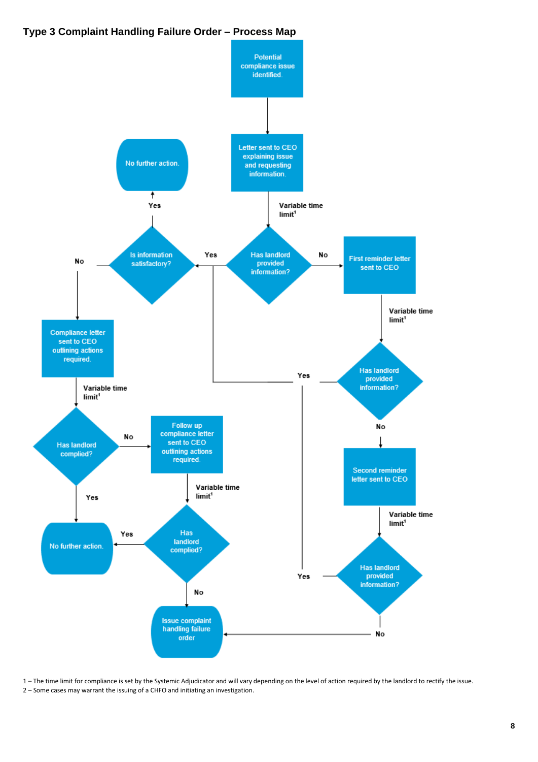## Type 3 Complaint Handling Failure Order – Process Map

Potential compliance issue identified.

Letter sent to CEO explaining issue and requesting information.

Variable time limit[1]

Has landlord provided information?

Yes

No

Is information satisfactory?

Yes

No further action.

No

Compliance letter sent to CEO outlining actions required.

Variable time limit[1]

Has landlord complied?

Yes

No further action.

No

Follow up compliance letter sent to CEO outlining actions required.

Variable time limit[1]

Has landlord complied?

Yes

No

Issue complaint handling failure order

First reminder letter sent to CEO

Variable time limit[1]

Has landlord provided information?

Yes

No

Second reminder letter sent to CEO

Variable time limit[1]

Has landlord provided information?

Yes

No

1 – The time limit for compliance is set by the Systemic Adjudicator and will vary depending on the level of action required by the landlord to rectify the issue.

2 – Some cases may warrant the issuing of a CHFO and initiating an investigation.